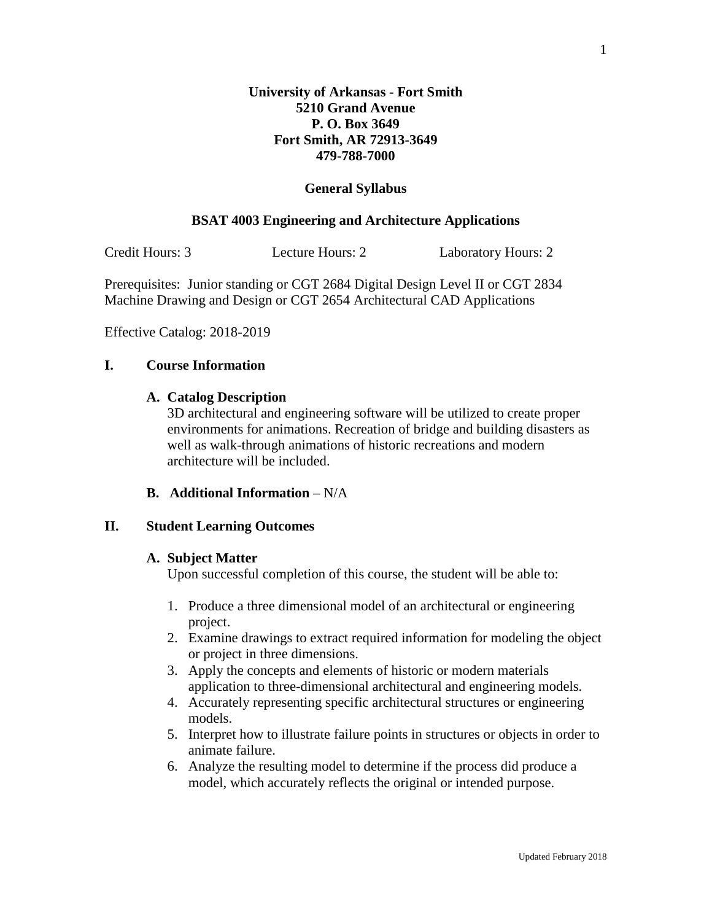**University of Arkansas - Fort Smith**
**5210 Grand Avenue**
**P. O. Box 3649**
**Fort Smith, AR 72913-3649**
**479-788-7000**

# General Syllabus

## BSAT 4003 Engineering and Architecture Applications

Credit Hours: 3 Lecture Hours: 2 Laboratory Hours: 2

Prerequisites: Junior standing or CGT 2684 Digital Design Level II or CGT 2834 Machine Drawing and Design or CGT 2654 Architectural CAD Applications

Effective Catalog: 2018-2019

## I. Course Information

### A. Catalog Description

3D architectural and engineering software will be utilized to create proper environments for animations. Recreation of bridge and building disasters as well as walk-through animations of historic recreations and modern architecture will be included.

### B. Additional Information – N/A

## II. Student Learning Outcomes

### A. Subject Matter

Upon successful completion of this course, the student will be able to:

1. Produce a three dimensional model of an architectural or engineering project.
2. Examine drawings to extract required information for modeling the object or project in three dimensions.
3. Apply the concepts and elements of historic or modern materials application to three-dimensional architectural and engineering models.
4. Accurately representing specific architectural structures or engineering models.
5. Interpret how to illustrate failure points in structures or objects in order to animate failure.
6. Analyze the resulting model to determine if the process did produce a model, which accurately reflects the original or intended purpose.

Updated February 2018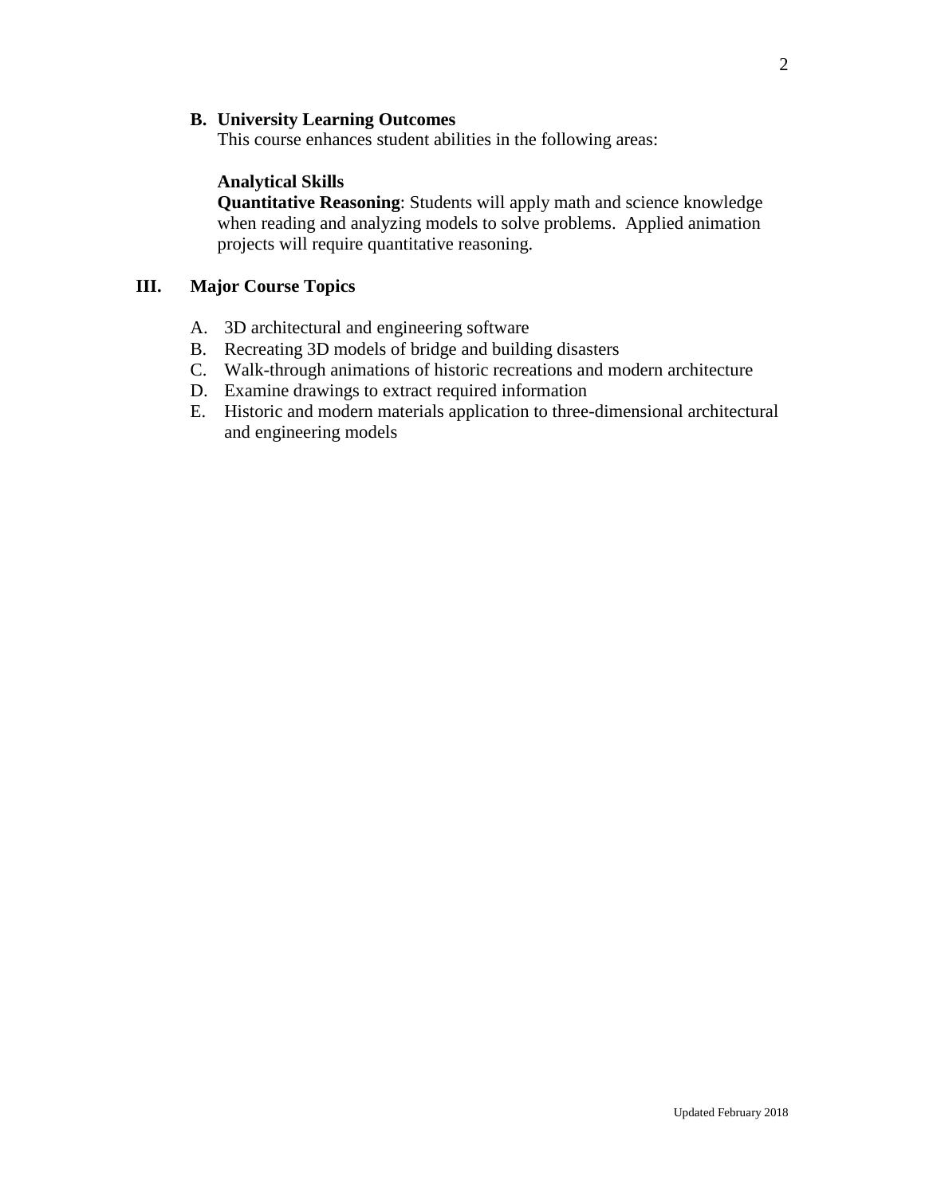### B. University Learning Outcomes

This course enhances student abilities in the following areas:

**Analytical Skills**

**Quantitative Reasoning**: Students will apply math and science knowledge when reading and analyzing models to solve problems. Applied animation projects will require quantitative reasoning.

## III. Major Course Topics

A. 3D architectural and engineering software
B. Recreating 3D models of bridge and building disasters
C. Walk-through animations of historic recreations and modern architecture
D. Examine drawings to extract required information
E. Historic and modern materials application to three-dimensional architectural and engineering models

Updated February 2018